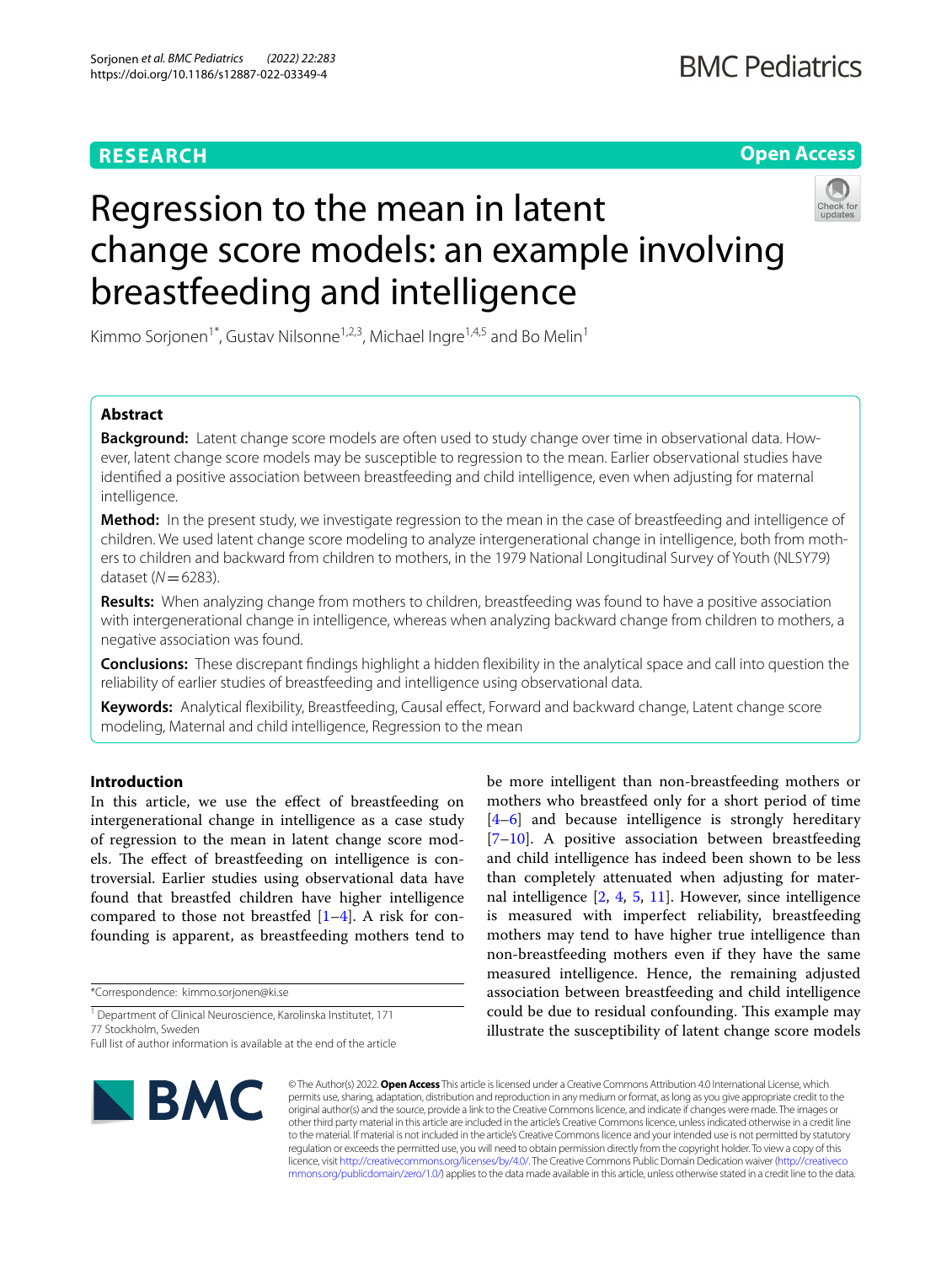RESEARCH

Open Access

# Regression to the mean in latent change score models: an example involving breastfeeding and intelligence

Kimmo Sorjonen[1*], Gustav Nilsonne[1,2,3], Michael Ingre[1,4,5] and Bo Melin[1]

## Abstract

**Background:** Latent change score models are often used to study change over time in observational data. However, latent change score models may be susceptible to regression to the mean. Earlier observational studies have identified a positive association between breastfeeding and child intelligence, even when adjusting for maternal intelligence.

**Method:** In the present study, we investigate regression to the mean in the case of breastfeeding and intelligence of children. We used latent change score modeling to analyze intergenerational change in intelligence, both from mothers to children and backward from children to mothers, in the 1979 National Longitudinal Survey of Youth (NLSY79) dataset ($N = 6283$).

**Results:** When analyzing change from mothers to children, breastfeeding was found to have a positive association with intergenerational change in intelligence, whereas when analyzing backward change from children to mothers, a negative association was found.

**Conclusions:** These discrepant findings highlight a hidden flexibility in the analytical space and call into question the reliability of earlier studies of breastfeeding and intelligence using observational data.

**Keywords:** Analytical flexibility, Breastfeeding, Causal effect, Forward and backward change, Latent change score modeling, Maternal and child intelligence, Regression to the mean

## Introduction

In this article, we use the effect of breastfeeding on intergenerational change in intelligence as a case study of regression to the mean in latent change score models. The effect of breastfeeding on intelligence is controversial. Earlier studies using observational data have found that breastfed children have higher intelligence compared to those not breastfed [1–4]. A risk for confounding is apparent, as breastfeeding mothers tend to be more intelligent than non-breastfeeding mothers or mothers who breastfeed only for a short period of time [4–6] and because intelligence is strongly hereditary [7–10]. A positive association between breastfeeding and child intelligence has indeed been shown to be less than completely attenuated when adjusting for maternal intelligence [2, 4, 5, 11]. However, since intelligence is measured with imperfect reliability, breastfeeding mothers may tend to have higher true intelligence than non-breastfeeding mothers even if they have the same measured intelligence. Hence, the remaining adjusted association between breastfeeding and child intelligence could be due to residual confounding. This example may illustrate the susceptibility of latent change score models

*Correspondence: kimmo.sorjonen@ki.se

[1] Department of Clinical Neuroscience, Karolinska Institutet, 171 77 Stockholm, Sweden

Full list of author information is available at the end of the article

© The Author(s) 2022. **Open Access** This article is licensed under a Creative Commons Attribution 4.0 International License, which permits use, sharing, adaptation, distribution and reproduction in any medium or format, as long as you give appropriate credit to the original author(s) and the source, provide a link to the Creative Commons licence, and indicate if changes were made. The images or other third party material in this article are included in the article's Creative Commons licence, unless indicated otherwise in a credit line to the material. If material is not included in the article's Creative Commons licence and your intended use is not permitted by statutory regulation or exceeds the permitted use, you will need to obtain permission directly from the copyright holder. To view a copy of this licence, visit http://creativecommons.org/licenses/by/4.0/. The Creative Commons Public Domain Dedication waiver (http://creativecommons.org/publicdomain/zero/1.0/) applies to the data made available in this article, unless otherwise stated in a credit line to the data.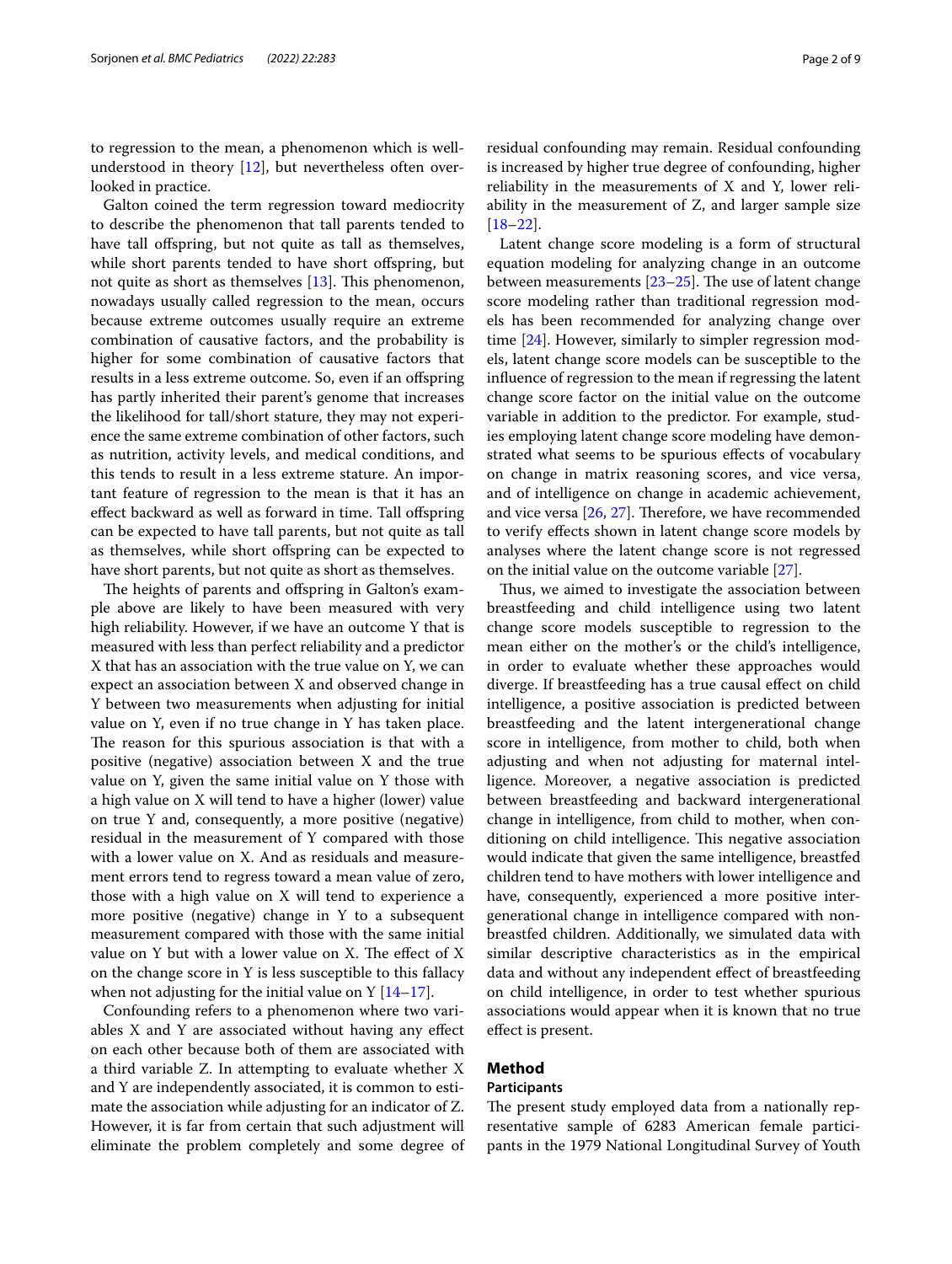to regression to the mean, a phenomenon which is well-understood in theory [12], but nevertheless often overlooked in practice.

Galton coined the term regression toward mediocrity to describe the phenomenon that tall parents tended to have tall offspring, but not quite as tall as themselves, while short parents tended to have short offspring, but not quite as short as themselves [13]. This phenomenon, nowadays usually called regression to the mean, occurs because extreme outcomes usually require an extreme combination of causative factors, and the probability is higher for some combination of causative factors that results in a less extreme outcome. So, even if an offspring has partly inherited their parent's genome that increases the likelihood for tall/short stature, they may not experience the same extreme combination of other factors, such as nutrition, activity levels, and medical conditions, and this tends to result in a less extreme stature. An important feature of regression to the mean is that it has an effect backward as well as forward in time. Tall offspring can be expected to have tall parents, but not quite as tall as themselves, while short offspring can be expected to have short parents, but not quite as short as themselves.

The heights of parents and offspring in Galton's example above are likely to have been measured with very high reliability. However, if we have an outcome Y that is measured with less than perfect reliability and a predictor X that has an association with the true value on Y, we can expect an association between X and observed change in Y between two measurements when adjusting for initial value on Y, even if no true change in Y has taken place. The reason for this spurious association is that with a positive (negative) association between X and the true value on Y, given the same initial value on Y those with a high value on X will tend to have a higher (lower) value on true Y and, consequently, a more positive (negative) residual in the measurement of Y compared with those with a lower value on X. And as residuals and measurement errors tend to regress toward a mean value of zero, those with a high value on X will tend to experience a more positive (negative) change in Y to a subsequent measurement compared with those with the same initial value on Y but with a lower value on X. The effect of X on the change score in Y is less susceptible to this fallacy when not adjusting for the initial value on Y [14–17].

Confounding refers to a phenomenon where two variables X and Y are associated without having any effect on each other because both of them are associated with a third variable Z. In attempting to evaluate whether X and Y are independently associated, it is common to estimate the association while adjusting for an indicator of Z. However, it is far from certain that such adjustment will eliminate the problem completely and some degree of residual confounding may remain. Residual confounding is increased by higher true degree of confounding, higher reliability in the measurements of X and Y, lower reliability in the measurement of Z, and larger sample size [18–22].

Latent change score modeling is a form of structural equation modeling for analyzing change in an outcome between measurements [23–25]. The use of latent change score modeling rather than traditional regression models has been recommended for analyzing change over time [24]. However, similarly to simpler regression models, latent change score models can be susceptible to the influence of regression to the mean if regressing the latent change score factor on the initial value on the outcome variable in addition to the predictor. For example, studies employing latent change score modeling have demonstrated what seems to be spurious effects of vocabulary on change in matrix reasoning scores, and vice versa, and of intelligence on change in academic achievement, and vice versa [26, 27]. Therefore, we have recommended to verify effects shown in latent change score models by analyses where the latent change score is not regressed on the initial value on the outcome variable [27].

Thus, we aimed to investigate the association between breastfeeding and child intelligence using two latent change score models susceptible to regression to the mean either on the mother's or the child's intelligence, in order to evaluate whether these approaches would diverge. If breastfeeding has a true causal effect on child intelligence, a positive association is predicted between breastfeeding and the latent intergenerational change score in intelligence, from mother to child, both when adjusting and when not adjusting for maternal intelligence. Moreover, a negative association is predicted between breastfeeding and backward intergenerational change in intelligence, from child to mother, when conditioning on child intelligence. This negative association would indicate that given the same intelligence, breastfed children tend to have mothers with lower intelligence and have, consequently, experienced a more positive intergenerational change in intelligence compared with non-breastfed children. Additionally, we simulated data with similar descriptive characteristics as in the empirical data and without any independent effect of breastfeeding on child intelligence, in order to test whether spurious associations would appear when it is known that no true effect is present.

## Method

### Participants

The present study employed data from a nationally representative sample of 6283 American female participants in the 1979 National Longitudinal Survey of Youth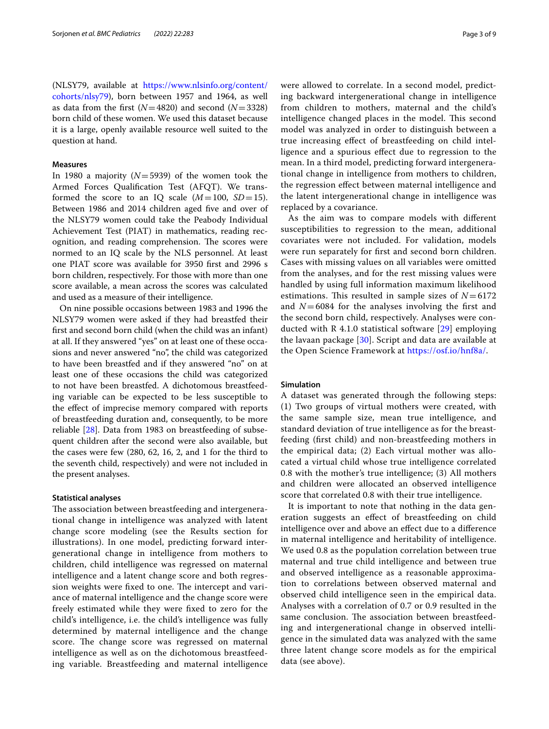(NLSY79, available at https://www.nlsinfo.org/content/cohorts/nlsy79), born between 1957 and 1964, as well as data from the first ($N=4820$) and second ($N=3328$) born child of these women. We used this dataset because it is a large, openly available resource well suited to the question at hand.

### Measures

In 1980 a majority ($N=5939$) of the women took the Armed Forces Qualification Test (AFQT). We transformed the score to an IQ scale ($M=100$, $SD=15$). Between 1986 and 2014 children aged five and over of the NLSY79 women could take the Peabody Individual Achievement Test (PIAT) in mathematics, reading recognition, and reading comprehension. The scores were normed to an IQ scale by the NLS personnel. At least one PIAT score was available for 3950 first and 2996 s born children, respectively. For those with more than one score available, a mean across the scores was calculated and used as a measure of their intelligence.

On nine possible occasions between 1983 and 1996 the NLSY79 women were asked if they had breastfed their first and second born child (when the child was an infant) at all. If they answered "yes" on at least one of these occasions and never answered "no", the child was categorized to have been breastfed and if they answered "no" on at least one of these occasions the child was categorized to not have been breastfed. A dichotomous breastfeeding variable can be expected to be less susceptible to the effect of imprecise memory compared with reports of breastfeeding duration and, consequently, to be more reliable [28]. Data from 1983 on breastfeeding of subsequent children after the second were also available, but the cases were few (280, 62, 16, 2, and 1 for the third to the seventh child, respectively) and were not included in the present analyses.

### Statistical analyses

The association between breastfeeding and intergenerational change in intelligence was analyzed with latent change score modeling (see the Results section for illustrations). In one model, predicting forward intergenerational change in intelligence from mothers to children, child intelligence was regressed on maternal intelligence and a latent change score and both regression weights were fixed to one. The intercept and variance of maternal intelligence and the change score were freely estimated while they were fixed to zero for the child's intelligence, i.e. the child's intelligence was fully determined by maternal intelligence and the change score. The change score was regressed on maternal intelligence as well as on the dichotomous breastfeeding variable. Breastfeeding and maternal intelligence were allowed to correlate. In a second model, predicting backward intergenerational change in intelligence from children to mothers, maternal and the child's intelligence changed places in the model. This second model was analyzed in order to distinguish between a true increasing effect of breastfeeding on child intelligence and a spurious effect due to regression to the mean. In a third model, predicting forward intergenerational change in intelligence from mothers to children, the regression effect between maternal intelligence and the latent intergenerational change in intelligence was replaced by a covariance.

As the aim was to compare models with different susceptibilities to regression to the mean, additional covariates were not included. For validation, models were run separately for first and second born children. Cases with missing values on all variables were omitted from the analyses, and for the rest missing values were handled by using full information maximum likelihood estimations. This resulted in sample sizes of $N=6172$ and $N=6084$ for the analyses involving the first and the second born child, respectively. Analyses were conducted with R 4.1.0 statistical software [29] employing the lavaan package [30]. Script and data are available at the Open Science Framework at https://osf.io/hnf8a/.

### Simulation

A dataset was generated through the following steps: (1) Two groups of virtual mothers were created, with the same sample size, mean true intelligence, and standard deviation of true intelligence as for the breastfeeding (first child) and non-breastfeeding mothers in the empirical data; (2) Each virtual mother was allocated a virtual child whose true intelligence correlated 0.8 with the mother's true intelligence; (3) All mothers and children were allocated an observed intelligence score that correlated 0.8 with their true intelligence.

It is important to note that nothing in the data generation suggests an effect of breastfeeding on child intelligence over and above an effect due to a difference in maternal intelligence and heritability of intelligence. We used 0.8 as the population correlation between true maternal and true child intelligence and between true and observed intelligence as a reasonable approximation to correlations between observed maternal and observed child intelligence seen in the empirical data. Analyses with a correlation of 0.7 or 0.9 resulted in the same conclusion. The association between breastfeeding and intergenerational change in observed intelligence in the simulated data was analyzed with the same three latent change score models as for the empirical data (see above).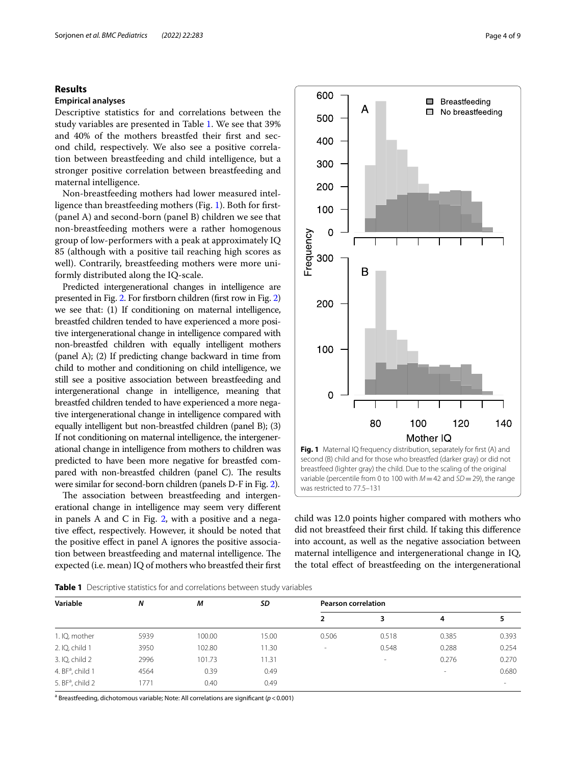## Results

### Empirical analyses

Descriptive statistics for and correlations between the study variables are presented in Table 1. We see that 39% and 40% of the mothers breastfed their first and second child, respectively. We also see a positive correlation between breastfeeding and child intelligence, but a stronger positive correlation between breastfeeding and maternal intelligence.

Non-breastfeeding mothers had lower measured intelligence than breastfeeding mothers (Fig. 1). Both for first- (panel A) and second-born (panel B) children we see that non-breastfeeding mothers were a rather homogenous group of low-performers with a peak at approximately IQ 85 (although with a positive tail reaching high scores as well). Contrarily, breastfeeding mothers were more uniformly distributed along the IQ-scale.

Predicted intergenerational changes in intelligence are presented in Fig. 2. For firstborn children (first row in Fig. 2) we see that: (1) If conditioning on maternal intelligence, breastfed children tended to have experienced a more positive intergenerational change in intelligence compared with non-breastfed children with equally intelligent mothers (panel A); (2) If predicting change backward in time from child to mother and conditioning on child intelligence, we still see a positive association between breastfeeding and intergenerational change in intelligence, meaning that breastfed children tended to have experienced a more negative intergenerational change in intelligence compared with equally intelligent but non-breastfed children (panel B); (3) If not conditioning on maternal intelligence, the intergenerational change in intelligence from mothers to children was predicted to have been more negative for breastfed compared with non-breastfed children (panel C). The results were similar for second-born children (panels D-F in Fig. 2).

The association between breastfeeding and intergenerational change in intelligence may seem very different in panels A and C in Fig. 2, with a positive and a negative effect, respectively. However, it should be noted that the positive effect in panel A ignores the positive association between breastfeeding and maternal intelligence. The expected (i.e. mean) IQ of mothers who breastfed their first child was 12.0 points higher compared with mothers who did not breastfeed their first child. If taking this difference into account, as well as the negative association between maternal intelligence and intergenerational change in IQ, the total effect of breastfeeding on the intergenerational

**Fig. 1** Maternal IQ frequency distribution, separately for first (A) and second (B) child and for those who breastfed (darker gray) or did not breastfeed (lighter gray) the child. Due to the scaling of the original variable (percentile from 0 to 100 with $M = 42$ and $SD = 29$), the range was restricted to 77.5–131

**Table 1** Descriptive statistics for and correlations between study variables

| Variable | *N* | *M* | *SD* | Pearson correlation | | | |
|---|---|---|---|---|---|---|---|
| | | | | 2 | 3 | 4 | 5 |
| 1. IQ, mother | 5939 | 100.00 | 15.00 | 0.506 | 0.518 | 0.385 | 0.393 |
| 2. IQ, child 1 | 3950 | 102.80 | 11.30 | - | 0.548 | 0.288 | 0.254 |
| 3. IQ, child 2 | 2996 | 101.73 | 11.31 | | - | 0.276 | 0.270 |
| 4. BF[a], child 1 | 4564 | 0.39 | 0.49 | | | - | 0.680 |
| 5. BF[a], child 2 | 1771 | 0.40 | 0.49 | | | | - |

[a] Breastfeeding, dichotomous variable; Note: All correlations are significant ($p < 0.001$)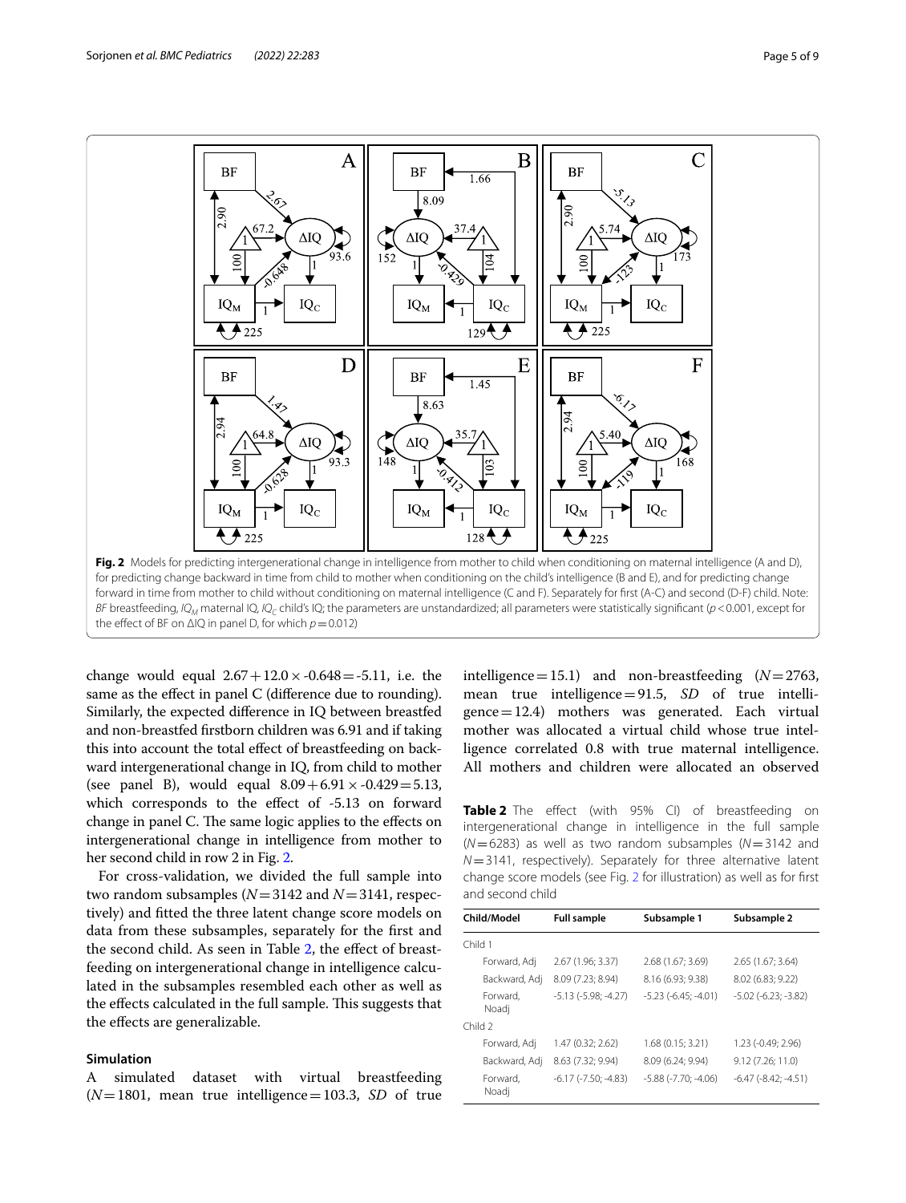**Fig. 2** Models for predicting intergenerational change in intelligence from mother to child when conditioning on maternal intelligence (A and D), for predicting change backward in time from child to mother when conditioning on the child's intelligence (B and E), and for predicting change forward in time from mother to child without conditioning on maternal intelligence (C and F). Separately for first (A-C) and second (D-F) child. Note: *BF* breastfeeding, $IQ_M$ maternal IQ, $IQ_C$ child's IQ; the parameters are unstandardized; all parameters were statistically significant ($p<0.001$, except for the effect of BF on ΔIQ in panel D, for which $p=0.012$)

change would equal $2.67+12.0\times-0.648=-5.11$, i.e. the same as the effect in panel C (difference due to rounding). Similarly, the expected difference in IQ between breastfed and non-breastfed firstborn children was 6.91 and if taking this into account the total effect of breastfeeding on backward intergenerational change in IQ, from child to mother (see panel B), would equal $8.09+6.91\times-0.429=5.13$, which corresponds to the effect of -5.13 on forward change in panel C. The same logic applies to the effects on intergenerational change in intelligence from mother to her second child in row 2 in Fig. 2.

For cross-validation, we divided the full sample into two random subsamples ($N=3142$ and $N=3141$, respectively) and fitted the three latent change score models on data from these subsamples, separately for the first and the second child. As seen in Table 2, the effect of breastfeeding on intergenerational change in intelligence calculated in the subsamples resembled each other as well as the effects calculated in the full sample. This suggests that the effects are generalizable.

### Simulation

A simulated dataset with virtual breastfeeding ($N=1801$, mean true intelligence = 103.3, *SD* of true intelligence = 15.1) and non-breastfeeding ($N=2763$, mean true intelligence = 91.5, *SD* of true intelligence = 12.4) mothers was generated. Each virtual mother was allocated a virtual child whose true intelligence correlated 0.8 with true maternal intelligence. All mothers and children were allocated an observed

**Table 2** The effect (with 95% CI) of breastfeeding on intergenerational change in intelligence in the full sample ($N=6283$) as well as two random subsamples ($N=3142$ and $N=3141$, respectively). Separately for three alternative latent change score models (see Fig. 2 for illustration) as well as for first and second child

| Child/Model | Full sample | Subsample 1 | Subsample 2 |
|---|---|---|---|
| Child 1 | | | |
| Forward, Adj | 2.67 (1.96; 3.37) | 2.68 (1.67; 3.69) | 2.65 (1.67; 3.64) |
| Backward, Adj | 8.09 (7.23; 8.94) | 8.16 (6.93; 9.38) | 8.02 (6.83; 9.22) |
| Forward, Noadj | -5.13 (-5.98; -4.27) | -5.23 (-6.45; -4.01) | -5.02 (-6.23; -3.82) |
| Child 2 | | | |
| Forward, Adj | 1.47 (0.32; 2.62) | 1.68 (0.15; 3.21) | 1.23 (-0.49; 2.96) |
| Backward, Adj | 8.63 (7.32; 9.94) | 8.09 (6.24; 9.94) | 9.12 (7.26; 11.0) |
| Forward, Noadj | -6.17 (-7.50; -4.83) | -5.88 (-7.70; -4.06) | -6.47 (-8.42; -4.51) |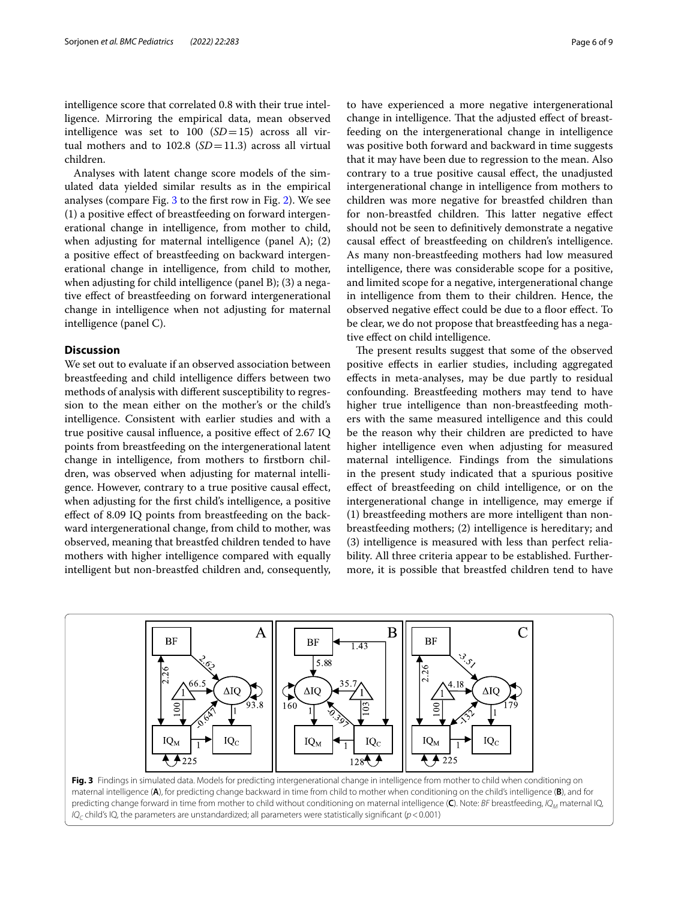intelligence score that correlated 0.8 with their true intelligence. Mirroring the empirical data, mean observed intelligence was set to 100 ($SD = 15$) across all virtual mothers and to 102.8 ($SD = 11.3$) across all virtual children.

Analyses with latent change score models of the simulated data yielded similar results as in the empirical analyses (compare Fig. 3 to the first row in Fig. 2). We see (1) a positive effect of breastfeeding on forward intergenerational change in intelligence, from mother to child, when adjusting for maternal intelligence (panel A); (2) a positive effect of breastfeeding on backward intergenerational change in intelligence, from child to mother, when adjusting for child intelligence (panel B); (3) a negative effect of breastfeeding on forward intergenerational change in intelligence when not adjusting for maternal intelligence (panel C).

## Discussion

We set out to evaluate if an observed association between breastfeeding and child intelligence differs between two methods of analysis with different susceptibility to regression to the mean either on the mother's or the child's intelligence. Consistent with earlier studies and with a true positive causal influence, a positive effect of 2.67 IQ points from breastfeeding on the intergenerational latent change in intelligence, from mothers to firstborn children, was observed when adjusting for maternal intelligence. However, contrary to a true positive causal effect, when adjusting for the first child's intelligence, a positive effect of 8.09 IQ points from breastfeeding on the backward intergenerational change, from child to mother, was observed, meaning that breastfed children tended to have mothers with higher intelligence compared with equally intelligent but non-breastfed children and, consequently, to have experienced a more negative intergenerational change in intelligence. That the adjusted effect of breastfeeding on the intergenerational change in intelligence was positive both forward and backward in time suggests that it may have been due to regression to the mean. Also contrary to a true positive causal effect, the unadjusted intergenerational change in intelligence from mothers to children was more negative for breastfed children than for non-breastfed children. This latter negative effect should not be seen to definitively demonstrate a negative causal effect of breastfeeding on children's intelligence. As many non-breastfeeding mothers had low measured intelligence, there was considerable scope for a positive, and limited scope for a negative, intergenerational change in intelligence from them to their children. Hence, the observed negative effect could be due to a floor effect. To be clear, we do not propose that breastfeeding has a negative effect on child intelligence.

The present results suggest that some of the observed positive effects in earlier studies, including aggregated effects in meta-analyses, may be due partly to residual confounding. Breastfeeding mothers may tend to have higher true intelligence than non-breastfeeding mothers with the same measured intelligence and this could be the reason why their children are predicted to have higher intelligence even when adjusting for measured maternal intelligence. Findings from the simulations in the present study indicated that a spurious positive effect of breastfeeding on child intelligence, or on the intergenerational change in intelligence, may emerge if (1) breastfeeding mothers are more intelligent than non-breastfeeding mothers; (2) intelligence is hereditary; and (3) intelligence is measured with less than perfect reliability. All three criteria appear to be established. Furthermore, it is possible that breastfed children tend to have

**Fig. 3** Findings in simulated data. Models for predicting intergenerational change in intelligence from mother to child when conditioning on maternal intelligence (**A**), for predicting change backward in time from child to mother when conditioning on the child's intelligence (**B**), and for predicting change forward in time from mother to child without conditioning on maternal intelligence (**C**). Note: *BF* breastfeeding, $IQ_M$ maternal IQ, $IQ_C$ child's IQ, the parameters are unstandardized; all parameters were statistically significant ($p < 0.001$)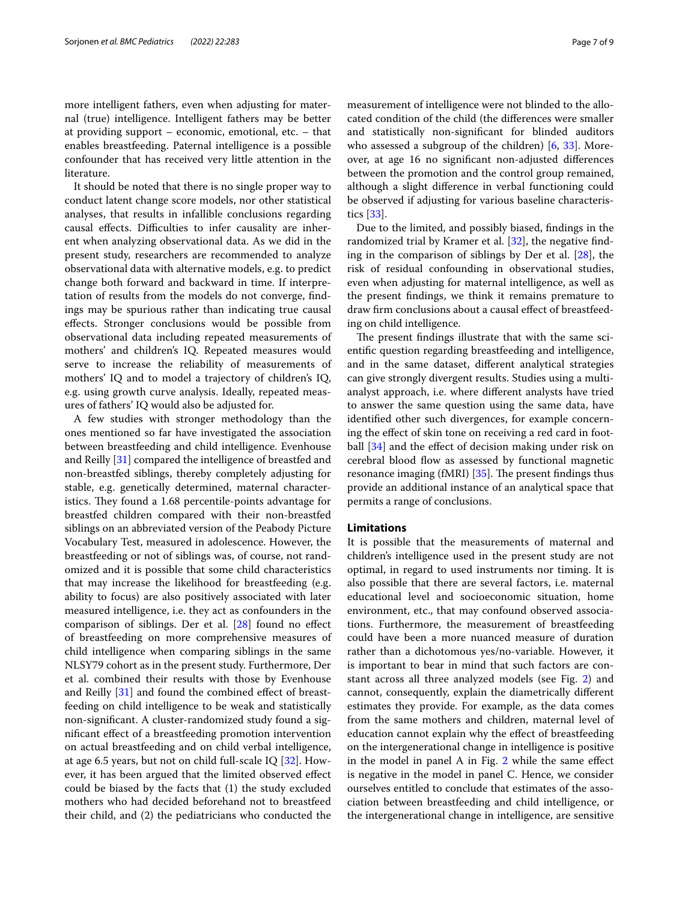more intelligent fathers, even when adjusting for maternal (true) intelligence. Intelligent fathers may be better at providing support – economic, emotional, etc. – that enables breastfeeding. Paternal intelligence is a possible confounder that has received very little attention in the literature.

It should be noted that there is no single proper way to conduct latent change score models, nor other statistical analyses, that results in infallible conclusions regarding causal effects. Difficulties to infer causality are inherent when analyzing observational data. As we did in the present study, researchers are recommended to analyze observational data with alternative models, e.g. to predict change both forward and backward in time. If interpretation of results from the models do not converge, findings may be spurious rather than indicating true causal effects. Stronger conclusions would be possible from observational data including repeated measurements of mothers' and children's IQ. Repeated measures would serve to increase the reliability of measurements of mothers' IQ and to model a trajectory of children's IQ, e.g. using growth curve analysis. Ideally, repeated measures of fathers' IQ would also be adjusted for.

A few studies with stronger methodology than the ones mentioned so far have investigated the association between breastfeeding and child intelligence. Evenhouse and Reilly [31] compared the intelligence of breastfed and non-breastfed siblings, thereby completely adjusting for stable, e.g. genetically determined, maternal characteristics. They found a 1.68 percentile-points advantage for breastfed children compared with their non-breastfed siblings on an abbreviated version of the Peabody Picture Vocabulary Test, measured in adolescence. However, the breastfeeding or not of siblings was, of course, not randomized and it is possible that some child characteristics that may increase the likelihood for breastfeeding (e.g. ability to focus) are also positively associated with later measured intelligence, i.e. they act as confounders in the comparison of siblings. Der et al. [28] found no effect of breastfeeding on more comprehensive measures of child intelligence when comparing siblings in the same NLSY79 cohort as in the present study. Furthermore, Der et al. combined their results with those by Evenhouse and Reilly [31] and found the combined effect of breastfeeding on child intelligence to be weak and statistically non-significant. A cluster-randomized study found a significant effect of a breastfeeding promotion intervention on actual breastfeeding and on child verbal intelligence, at age 6.5 years, but not on child full-scale IQ [32]. However, it has been argued that the limited observed effect could be biased by the facts that (1) the study excluded mothers who had decided beforehand not to breastfeed their child, and (2) the pediatricians who conducted the measurement of intelligence were not blinded to the allocated condition of the child (the differences were smaller and statistically non-significant for blinded auditors who assessed a subgroup of the children) [6, 33]. Moreover, at age 16 no significant non-adjusted differences between the promotion and the control group remained, although a slight difference in verbal functioning could be observed if adjusting for various baseline characteristics [33].

Due to the limited, and possibly biased, findings in the randomized trial by Kramer et al. [32], the negative finding in the comparison of siblings by Der et al. [28], the risk of residual confounding in observational studies, even when adjusting for maternal intelligence, as well as the present findings, we think it remains premature to draw firm conclusions about a causal effect of breastfeeding on child intelligence.

The present findings illustrate that with the same scientific question regarding breastfeeding and intelligence, and in the same dataset, different analytical strategies can give strongly divergent results. Studies using a multi-analyst approach, i.e. where different analysts have tried to answer the same question using the same data, have identified other such divergences, for example concerning the effect of skin tone on receiving a red card in football [34] and the effect of decision making under risk on cerebral blood flow as assessed by functional magnetic resonance imaging (fMRI) [35]. The present findings thus provide an additional instance of an analytical space that permits a range of conclusions.

## Limitations

It is possible that the measurements of maternal and children's intelligence used in the present study are not optimal, in regard to used instruments nor timing. It is also possible that there are several factors, i.e. maternal educational level and socioeconomic situation, home environment, etc., that may confound observed associations. Furthermore, the measurement of breastfeeding could have been a more nuanced measure of duration rather than a dichotomous yes/no-variable. However, it is important to bear in mind that such factors are constant across all three analyzed models (see Fig. 2) and cannot, consequently, explain the diametrically different estimates they provide. For example, as the data comes from the same mothers and children, maternal level of education cannot explain why the effect of breastfeeding on the intergenerational change in intelligence is positive in the model in panel A in Fig. 2 while the same effect is negative in the model in panel C. Hence, we consider ourselves entitled to conclude that estimates of the association between breastfeeding and child intelligence, or the intergenerational change in intelligence, are sensitive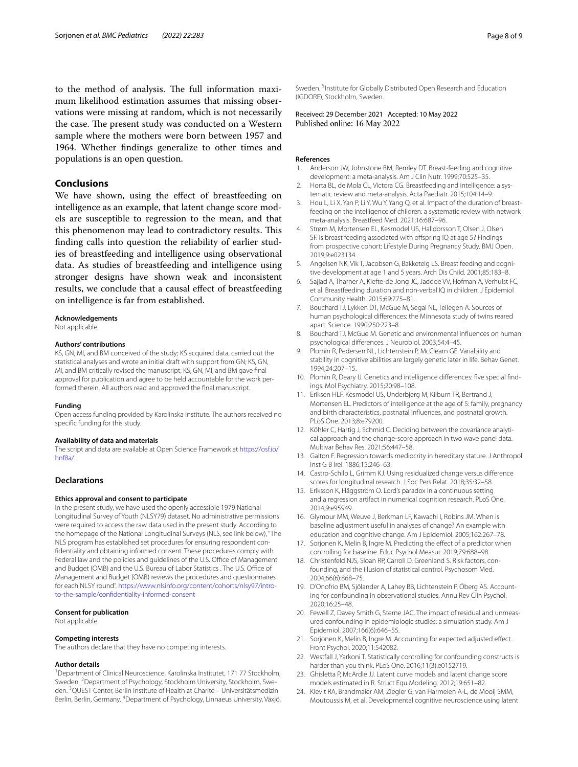to the method of analysis. The full information maximum likelihood estimation assumes that missing observations were missing at random, which is not necessarily the case. The present study was conducted on a Western sample where the mothers were born between 1957 and 1964. Whether findings generalize to other times and populations is an open question.

## Conclusions

We have shown, using the effect of breastfeeding on intelligence as an example, that latent change score models are susceptible to regression to the mean, and that this phenomenon may lead to contradictory results. This finding calls into question the reliability of earlier studies of breastfeeding and intelligence using observational data. As studies of breastfeeding and intelligence using stronger designs have shown weak and inconsistent results, we conclude that a causal effect of breastfeeding on intelligence is far from established.

#### Acknowledgements

Not applicable.

#### Authors' contributions

KS, GN, MI, and BM conceived of the study; KS acquired data, carried out the statistical analyses and wrote an initial draft with support from GN; KS, GN, MI, and BM critically revised the manuscript; KS, GN, MI, and BM gave final approval for publication and agree to be held accountable for the work performed therein. All authors read and approved the final manuscript.

#### Funding

Open access funding provided by Karolinska Institute. The authors received no specific funding for this study.

#### Availability of data and materials

The script and data are available at Open Science Framework at https://osf.io/hnf8a/.

### Declarations

#### Ethics approval and consent to participate

In the present study, we have used the openly accessible 1979 National Longitudinal Survey of Youth (NLSY79) dataset. No administrative permissions were required to access the raw data used in the present study. According to the homepage of the National Longitudinal Surveys (NLS, see link below), "The NLS program has established set procedures for ensuring respondent confidentiality and obtaining informed consent. These procedures comply with Federal law and the policies and guidelines of the U.S. Office of Management and Budget (OMB) and the U.S. Bureau of Labor Statistics . The U.S. Office of Management and Budget (OMB) reviews the procedures and questionnaires for each NLSY round". https://www.nlsinfo.org/content/cohorts/nlsy97/intro-to-the-sample/confidentiality-informed-consent

#### Consent for publication

Not applicable.

#### Competing interests

The authors declare that they have no competing interests.

#### Author details

[1]Department of Clinical Neuroscience, Karolinska Institutet, 171 77 Stockholm, Sweden. [2]Department of Psychology, Stockholm University, Stockholm, Sweden. [3]QUEST Center, Berlin Institute of Health at Charité – Universitätsmedizin Berlin, Berlin, Germany. [4]Department of Psychology, Linnaeus University, Växjö, Sweden. [5]Institute for Globally Distributed Open Research and Education (IGDORE), Stockholm, Sweden.

Received: 29 December 2021 Accepted: 10 May 2022
Published online: 16 May 2022

#### References

1. Anderson JW, Johnstone BM, Remley DT. Breast-feeding and cognitive development: a meta-analysis. Am J Clin Nutr. 1999;70:525–35.
2. Horta BL, de Mola CL, Victora CG. Breastfeeding and intelligence: a systematic review and meta-analysis. Acta Paediatr. 2015;104:14–9.
3. Hou L, Li X, Yan P, Li Y, Wu Y, Yang Q, et al. Impact of the duration of breastfeeding on the intelligence of children: a systematic review with network meta-analysis. Breastfeed Med. 2021;16:687–96.
4. Strøm M, Mortensen EL, Kesmodel US, Halldorsson T, Olsen J, Olsen SF. Is breast feeding associated with offspring IQ at age 5? Findings from prospective cohort: Lifestyle During Pregnancy Study. BMJ Open. 2019;9:e023134.
5. Angelsen NK, Vik T, Jacobsen G, Bakketeig LS. Breast feeding and cognitive development at age 1 and 5 years. Arch Dis Child. 2001;85:183–8.
6. Sajjad A, Tharner A, Kiefte-de Jong JC, Jaddoe VV, Hofman A, Verhulst FC, et al. Breastfeeding duration and non-verbal IQ in children. J Epidemiol Community Health. 2015;69:775–81.
7. Bouchard TJ, Lykken DT, McGue M, Segal NL, Tellegen A. Sources of human psychological differences: the Minnesota study of twins reared apart. Science. 1990;250:223–8.
8. Bouchard TJ, McGue M. Genetic and environmental influences on human psychological differences. J Neurobiol. 2003;54:4–45.
9. Plomin R, Pedersen NL, Lichtenstein P, McClearn GE. Variability and stability in cognitive abilities are largely genetic later in life. Behav Genet. 1994;24:207–15.
10. Plomin R, Deary IJ. Genetics and intelligence differences: five special findings. Mol Psychiatry. 2015;20:98–108.
11. Eriksen HLF, Kesmodel US, Underbjerg M, Kilburn TR, Bertrand J, Mortensen EL. Predictors of intelligence at the age of 5: family, pregnancy and birth characteristics, postnatal influences, and postnatal growth. PLoS One. 2013;8:e79200.
12. Köhler C, Hartig J, Schmid C. Deciding between the covariance analytical approach and the change-score approach in two wave panel data. Multivar Behav Res. 2021;56:447–58.
13. Galton F. Regression towards mediocrity in hereditary stature. J Anthropol Inst G B Irel. 1886;15:246–63.
14. Castro-Schilo L, Grimm KJ. Using residualized change versus difference scores for longitudinal research. J Soc Pers Relat. 2018;35:32–58.
15. Eriksson K, Häggström O. Lord's paradox in a continuous setting and a regression artifact in numerical cognition research. PLoS One. 2014;9:e95949.
16. Glymour MM, Weuve J, Berkman LF, Kawachi I, Robins JM. When is baseline adjustment useful in analyses of change? An example with education and cognitive change. Am J Epidemiol. 2005;162:267–78.
17. Sorjonen K, Melin B, Ingre M. Predicting the effect of a predictor when controlling for baseline. Educ Psychol Measur. 2019;79:688–98.
18. Christenfeld NJS, Sloan RP, Carroll D, Greenland S. Risk factors, confounding, and the illusion of statistical control. Psychosom Med. 2004;66(6):868–75.
19. D'Onofrio BM, Sjölander A, Lahey BB, Lichtenstein P, Öberg AS. Accounting for confounding in observational studies. Annu Rev Clin Psychol. 2020;16:25–48.
20. Fewell Z, Davey Smith G, Sterne JAC. The impact of residual and unmeasured confounding in epidemiologic studies: a simulation study. Am J Epidemiol. 2007;166(6):646–55.
21. Sorjonen K, Melin B, Ingre M. Accounting for expected adjusted effect. Front Psychol. 2020;11:542082.
22. Westfall J, Yarkoni T. Statistically controlling for confounding constructs is harder than you think. PLoS One. 2016;11(3):e0152719.
23. Ghisletta P, McArdle JJ. Latent curve models and latent change score models estimated in R. Struct Equ Modeling. 2012;19:651–82.
24. Kievit RA, Brandmaier AM, Ziegler G, van Harmelen A-L, de Mooij SMM, Moutoussis M, et al. Developmental cognitive neuroscience using latent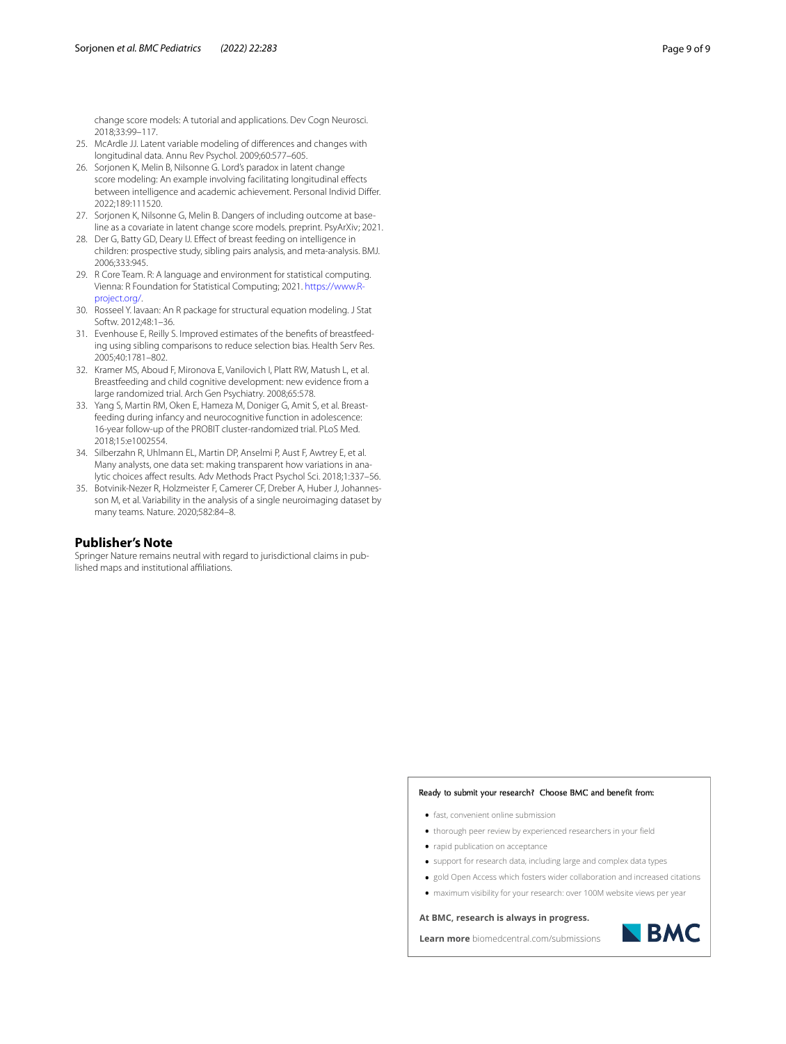change score models: A tutorial and applications. Dev Cogn Neurosci. 2018;33:99–117.

25. McArdle JJ. Latent variable modeling of differences and changes with longitudinal data. Annu Rev Psychol. 2009;60:577–605.
26. Sorjonen K, Melin B, Nilsonne G. Lord's paradox in latent change score modeling: An example involving facilitating longitudinal effects between intelligence and academic achievement. Personal Individ Differ. 2022;189:111520.
27. Sorjonen K, Nilsonne G, Melin B. Dangers of including outcome at baseline as a covariate in latent change score models. preprint. PsyArXiv; 2021.
28. Der G, Batty GD, Deary IJ. Effect of breast feeding on intelligence in children: prospective study, sibling pairs analysis, and meta-analysis. BMJ. 2006;333:945.
29. R Core Team. R: A language and environment for statistical computing. Vienna: R Foundation for Statistical Computing; 2021. https://www.R-project.org/.
30. Rosseel Y. lavaan: An R package for structural equation modeling. J Stat Softw. 2012;48:1–36.
31. Evenhouse E, Reilly S. Improved estimates of the benefits of breastfeeding using sibling comparisons to reduce selection bias. Health Serv Res. 2005;40:1781–802.
32. Kramer MS, Aboud F, Mironova E, Vanilovich I, Platt RW, Matush L, et al. Breastfeeding and child cognitive development: new evidence from a large randomized trial. Arch Gen Psychiatry. 2008;65:578.
33. Yang S, Martin RM, Oken E, Hameza M, Doniger G, Amit S, et al. Breastfeeding during infancy and neurocognitive function in adolescence: 16-year follow-up of the PROBIT cluster-randomized trial. PLoS Med. 2018;15:e1002554.
34. Silberzahn R, Uhlmann EL, Martin DP, Anselmi P, Aust F, Awtrey E, et al. Many analysts, one data set: making transparent how variations in analytic choices affect results. Adv Methods Pract Psychol Sci. 2018;1:337–56.
35. Botvinik-Nezer R, Holzmeister F, Camerer CF, Dreber A, Huber J, Johannesson M, et al. Variability in the analysis of a single neuroimaging dataset by many teams. Nature. 2020;582:84–8.

## Publisher's Note

Springer Nature remains neutral with regard to jurisdictional claims in published maps and institutional affiliations.

Ready to submit your research? Choose BMC and benefit from:

- fast, convenient online submission
- thorough peer review by experienced researchers in your field
- rapid publication on acceptance
- support for research data, including large and complex data types
- gold Open Access which fosters wider collaboration and increased citations
- maximum visibility for your research: over 100M website views per year

**At BMC, research is always in progress.**

**Learn more** biomedcentral.com/submissions

BMC